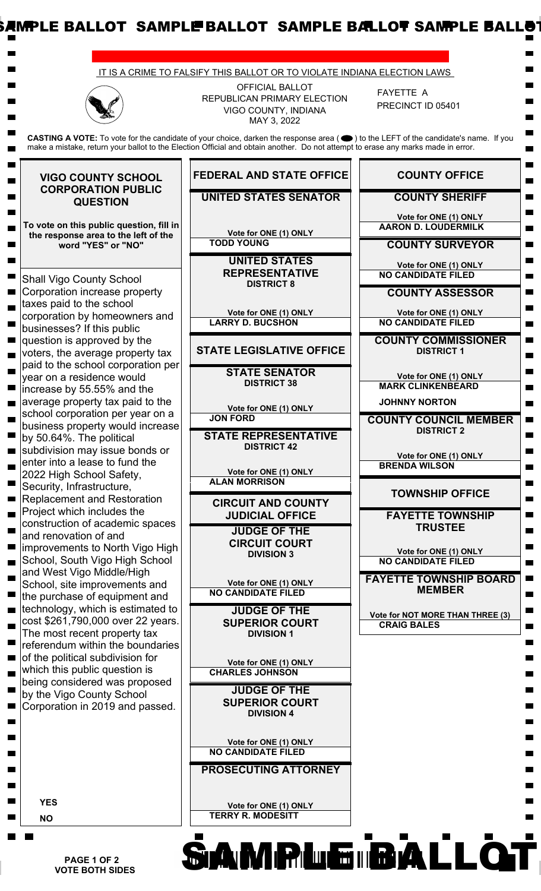SAMPLE BALLOT SAMPLE BALLOT SAMPLE BALLOT SAMPLE BALLOT

IT IS A CRIME TO FALSIFY THIS BALLOT OR TO VIOLATE INDIANA ELECTION LAWS

OFFICIAL BALLOT
REPUBLICAN PRIMARY ELECTION
VIGO COUNTY, INDIANA
MAY 3, 2022

FAYETTE A
PRECINCT ID 05401

**CASTING A VOTE:** To vote for the candidate of your choice, darken the response area ( ⬬ ) to the LEFT of the candidate's name. If you make a mistake, return your ballot to the Election Official and obtain another. Do not attempt to erase any marks made in error.

## VIGO COUNTY SCHOOL CORPORATION PUBLIC QUESTION

**To vote on this public question, fill in the response area to the left of the word "YES" or "NO"**

Shall Vigo County School Corporation increase property taxes paid to the school corporation by homeowners and businesses? If this public question is approved by the voters, the average property tax paid to the school corporation per year on a residence would increase by 55.55% and the average property tax paid to the school corporation per year on a business property would increase by 50.64%. The political subdivision may issue bonds or enter into a lease to fund the 2022 High School Safety, Security, Infrastructure, Replacement and Restoration Project which includes the construction of academic spaces and renovation of and improvements to North Vigo High School, South Vigo High School and West Vigo Middle/High School, site improvements and the purchase of equipment and technology, which is estimated to cost $261,790,000 over 22 years. The most recent property tax referendum within the boundaries of the political subdivision for which this public question is being considered was proposed by the Vigo County School Corporation in 2019 and passed.

**YES**

**NO**

## FEDERAL AND STATE OFFICE

### UNITED STATES SENATOR

Vote for ONE (1) ONLY

**TODD YOUNG**

### UNITED STATES REPRESENTATIVE
**DISTRICT 8**

Vote for ONE (1) ONLY

**LARRY D. BUCSHON**

## STATE LEGISLATIVE OFFICE

### STATE SENATOR
**DISTRICT 38**

Vote for ONE (1) ONLY

**JON FORD**

### STATE REPRESENTATIVE
**DISTRICT 42**

Vote for ONE (1) ONLY

**ALAN MORRISON**

## CIRCUIT AND COUNTY JUDICIAL OFFICE

### JUDGE OF THE CIRCUIT COURT
**DIVISION 3**

Vote for ONE (1) ONLY

**NO CANDIDATE FILED**

### JUDGE OF THE SUPERIOR COURT
**DIVISION 1**

Vote for ONE (1) ONLY

**CHARLES JOHNSON**

### JUDGE OF THE SUPERIOR COURT
**DIVISION 4**

Vote for ONE (1) ONLY

**NO CANDIDATE FILED**

### PROSECUTING ATTORNEY

Vote for ONE (1) ONLY

**TERRY R. MODESITT**

## COUNTY OFFICE

### COUNTY SHERIFF

Vote for ONE (1) ONLY

**AARON D. LOUDERMILK**

### COUNTY SURVEYOR

Vote for ONE (1) ONLY

**NO CANDIDATE FILED**

### COUNTY ASSESSOR

Vote for ONE (1) ONLY

**NO CANDIDATE FILED**

### COUNTY COMMISSIONER
**DISTRICT 1**

Vote for ONE (1) ONLY

**MARK CLINKENBEARD**

**JOHNNY NORTON**

### COUNTY COUNCIL MEMBER
**DISTRICT 2**

Vote for ONE (1) ONLY

**BRENDA WILSON**

## TOWNSHIP OFFICE

### FAYETTE TOWNSHIP TRUSTEE

Vote for ONE (1) ONLY

**NO CANDIDATE FILED**

### FAYETTE TOWNSHIP BOARD MEMBER

Vote for NOT MORE THAN THREE (3)

**CRAIG BALES**

**PAGE 1 OF 2**
**VOTE BOTH SIDES**

SAMPLE BALLOT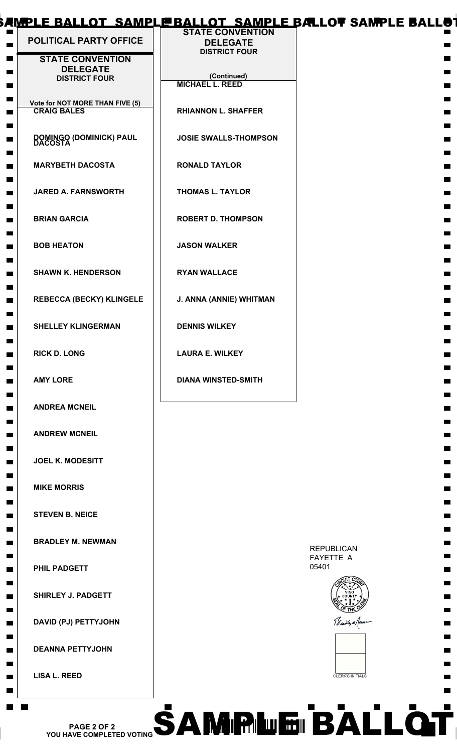SAMPLE BALLOT SAMPLE BALLOT SAMPLE BALLOT SAMPLE BALLOT

## POLITICAL PARTY OFFICE

### STATE CONVENTION DELEGATE
**DISTRICT FOUR**

Vote for NOT MORE THAN FIVE (5)

- CRAIG BALES
- DOMINGO (DOMINICK) PAUL DACOSTA
- MARYBETH DACOSTA
- JARED A. FARNSWORTH
- BRIAN GARCIA
- BOB HEATON
- SHAWN K. HENDERSON
- REBECCA (BECKY) KLINGELE
- SHELLEY KLINGERMAN
- RICK D. LONG
- AMY LORE
- ANDREA MCNEIL
- ANDREW MCNEIL
- JOEL K. MODESITT
- MIKE MORRIS
- STEVEN B. NEICE
- BRADLEY M. NEWMAN
- PHIL PADGETT
- SHIRLEY J. PADGETT
- DAVID (PJ) PETTYJOHN
- DEANNA PETTYJOHN
- LISA L. REED

### STATE CONVENTION DELEGATE
**DISTRICT FOUR**

(Continued)

- MICHAEL L. REED
- RHIANNON L. SHAFFER
- JOSIE SWALLS-THOMPSON
- RONALD TAYLOR
- THOMAS L. TAYLOR
- ROBERT D. THOMPSON
- JASON WALKER
- RYAN WALLACE
- J. ANNA (ANNIE) WHITMAN
- DENNIS WILKEY
- LAURA E. WILKEY
- DIANA WINSTED-SMITH

REPUBLICAN
FAYETTE A
05401

CIRCUIT COURT VIGO COUNTY SEAL OF THE CLERK

CLERK'S INITIALS

PAGE 2 OF 2
YOU HAVE COMPLETED VOTING

SAMPLE BALLOT